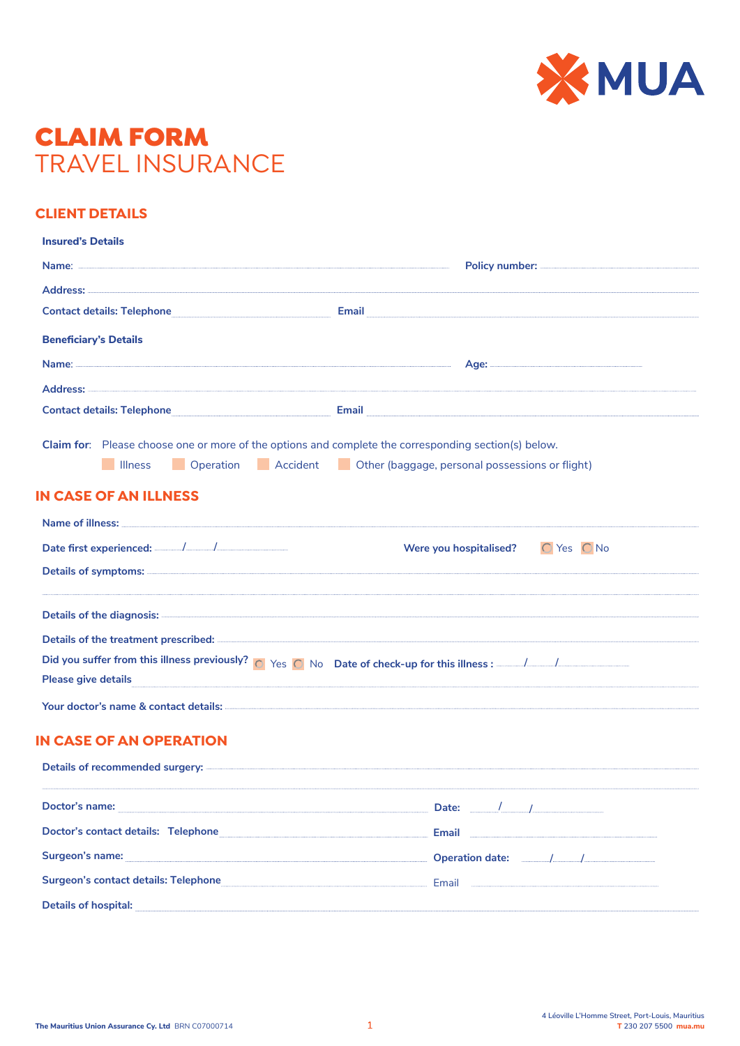MUA

# CLAIM FORM
# TRAVEL INSURANCE

## CLIENT DETAILS

**Insured's Details**

**Name**: ............................................................ **Policy number:** ..............................

**Address:** ............................................................

**Contact details: Telephone** .............................. **Email** ..............................

**Beneficiary's Details**

**Name**: ............................................................ **Age:** ..............................

**Address:** ............................................................

**Contact details: Telephone** .............................. **Email** ..............................

**Claim for**: Please choose one or more of the options and complete the corresponding section(s) below.

☐ Illness ☐ Operation ☐ Accident ☐ Other (baggage, personal possessions or flight)

## IN CASE OF AN ILLNESS

**Name of illness:** ............................................................

**Date first experienced:** ....../....../...... **Were you hospitalised?** ○ Yes ○ No

**Details of symptoms:** ............................................................

............................................................

**Details of the diagnosis:** ............................................................

**Details of the treatment prescribed:** ............................................................

**Did you suffer from this illness previously?** ○ Yes ○ No **Date of check-up for this illness :** ....../....../......

**Please give details** ............................................................

**Your doctor's name & contact details:** ............................................................

## IN CASE OF AN OPERATION

**Details of recommended surgery:** ............................................................

............................................................

**Doctor's name:** .............................. **Date:** ....../....../......

**Doctor's contact details: Telephone** .............................. **Email** ..............................

**Surgeon's name:** .............................. **Operation date:** ....../....../......

**Surgeon's contact details: Telephone** .............................. Email ..............................

**Details of hospital:** ............................................................

**The Mauritius Union Assurance Cy. Ltd** BRN C07000714

4 Léoville L'Homme Street, Port-Louis, Mauritius
**T** 230 207 5500 **mua.mu**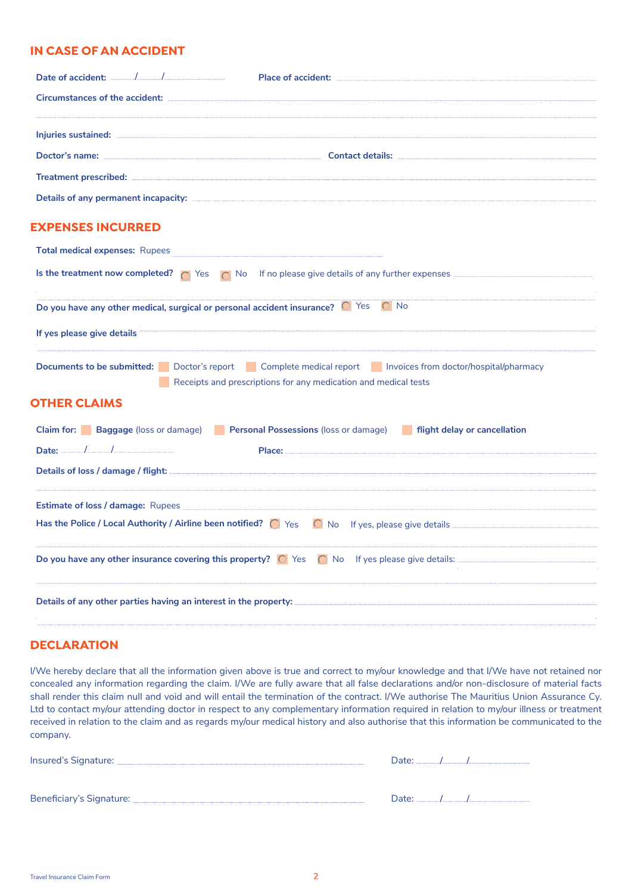## IN CASE OF AN ACCIDENT

**Date of accident:** ......../......../................ **Place of accident:** ................................

**Circumstances of the accident:** ................................

................................

**Injuries sustained:** ................................

**Doctor's name:** ................................ **Contact details:** ................................

**Treatment prescribed:** ................................

**Details of any permanent incapacity:** ................................

## EXPENSES INCURRED

**Total medical expenses:** Rupees ................................

**Is the treatment now completed?** ◯ Yes ◯ No If no please give details of any further expenses ................................

................................

**Do you have any other medical, surgical or personal accident insurance?** ◯ Yes ◯ No

**If yes please give details** ................................

................................

**Documents to be submitted:** ☐ Doctor's report ☐ Complete medical report ☐ Invoices from doctor/hospital/pharmacy
☐ Receipts and prescriptions for any medication and medical tests

## OTHER CLAIMS

**Claim for:** ☐ **Baggage** (loss or damage) ☐ **Personal Possessions** (loss or damage) ☐ **flight delay or cancellation**

**Date:** ......../......../................ **Place:** ................................

**Details of loss / damage / flight:** ................................

................................

**Estimate of loss / damage:** Rupees ................................

**Has the Police / Local Authority / Airline been notified?** ◯ Yes ◯ No If yes, please give details ................................

................................

**Do you have any other insurance covering this property?** ◯ Yes ◯ No If yes please give details: ................................

................................

**Details of any other parties having an interest in the property:** ................................

................................

## DECLARATION

I/We hereby declare that all the information given above is true and correct to my/our knowledge and that I/We have not retained nor concealed any information regarding the claim. I/We are fully aware that all false declarations and/or non-disclosure of material facts shall render this claim null and void and will entail the termination of the contract. I/We authorise The Mauritius Union Assurance Cy. Ltd to contact my/our attending doctor in respect to any complementary information required in relation to my/our illness or treatment received in relation to the claim and as regards my/our medical history and also authorise that this information be communicated to the company.

Insured's Signature: ................................ Date: ......../......../................

Beneficiary's Signature: ................................ Date: ......../......../................